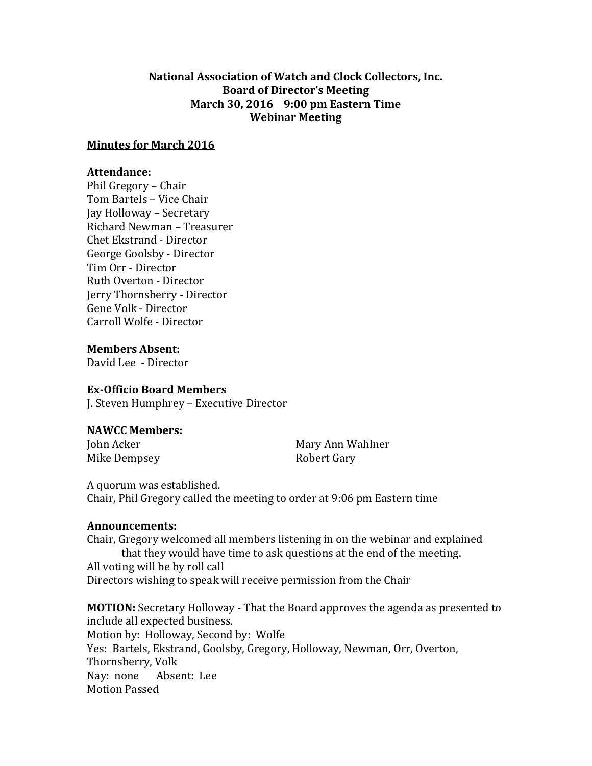**National Association of Watch and Clock Collectors, Inc.**
**Board of Director's Meeting**
**March 30, 2016    9:00 pm Eastern Time**
**Webinar Meeting**

**Minutes for March 2016**

**Attendance:**
Phil Gregory – Chair
Tom Bartels – Vice Chair
Jay Holloway – Secretary
Richard Newman – Treasurer
Chet Ekstrand - Director
George Goolsby - Director
Tim Orr - Director
Ruth Overton - Director
Jerry Thornsberry - Director
Gene Volk - Director
Carroll Wolfe - Director

**Members Absent:**
David Lee - Director

**Ex-Officio Board Members**
J. Steven Humphrey – Executive Director

**NAWCC Members:**
John Acker
Mike Dempsey
Mary Ann Wahlner
Robert Gary

A quorum was established.
Chair, Phil Gregory called the meeting to order at 9:06 pm Eastern time

**Announcements:**
Chair, Gregory welcomed all members listening in on the webinar and explained that they would have time to ask questions at the end of the meeting.
All voting will be by roll call
Directors wishing to speak will receive permission from the Chair

**MOTION:** Secretary Holloway - That the Board approves the agenda as presented to include all expected business.
Motion by: Holloway, Second by: Wolfe
Yes: Bartels, Ekstrand, Goolsby, Gregory, Holloway, Newman, Orr, Overton, Thornsberry, Volk
Nay: none    Absent: Lee
Motion Passed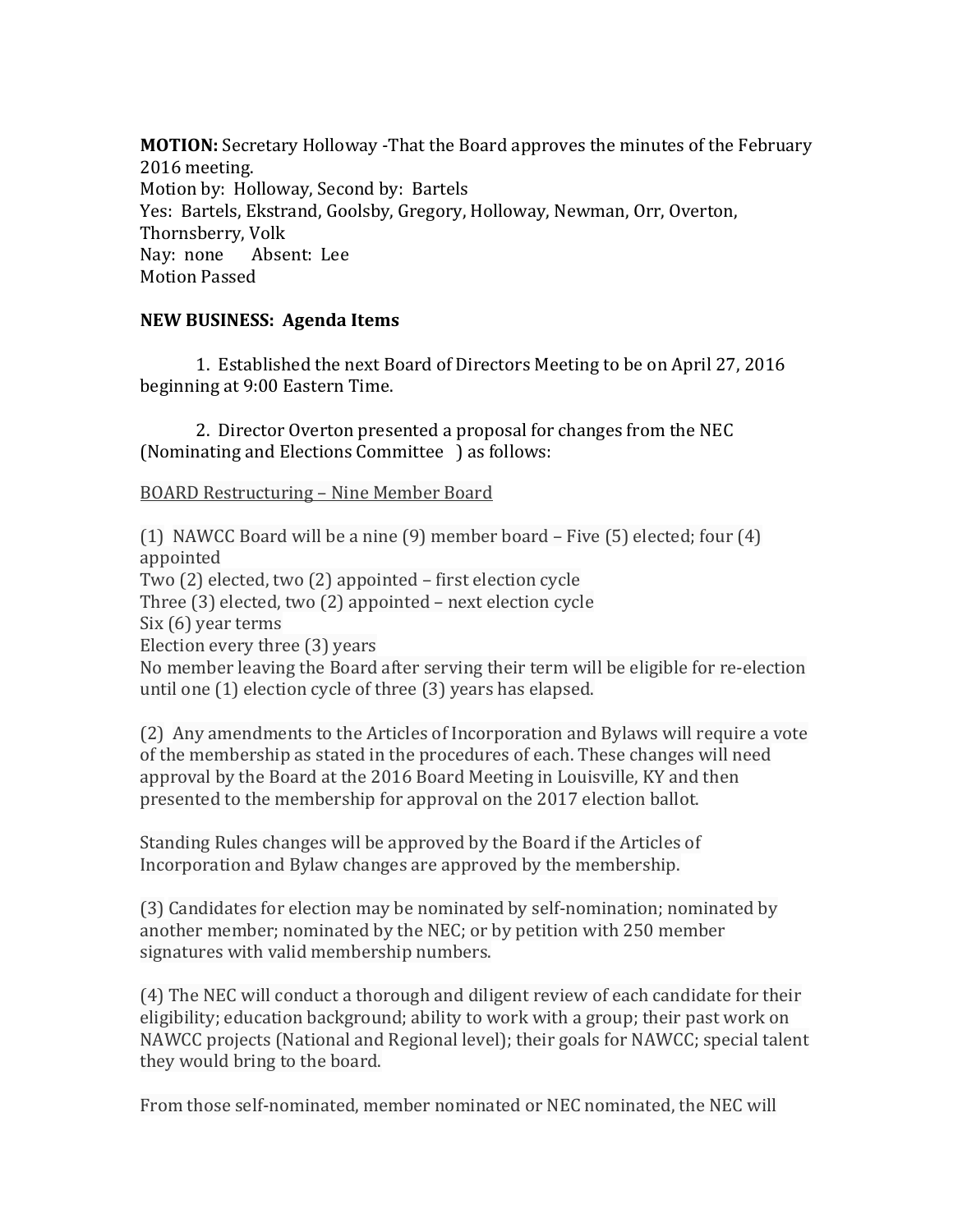**MOTION:** Secretary Holloway -That the Board approves the minutes of the February 2016 meeting.
Motion by: Holloway, Second by: Bartels
Yes: Bartels, Ekstrand, Goolsby, Gregory, Holloway, Newman, Orr, Overton, Thornsberry, Volk
Nay: none Absent: Lee
Motion Passed

**NEW BUSINESS: Agenda Items**

1. Established the next Board of Directors Meeting to be on April 27, 2016 beginning at 9:00 Eastern Time.

2. Director Overton presented a proposal for changes from the NEC (Nominating and Elections Committee ) as follows:

<u>BOARD Restructuring – Nine Member Board</u>

(1) NAWCC Board will be a nine (9) member board – Five (5) elected; four (4) appointed
Two (2) elected, two (2) appointed – first election cycle
Three (3) elected, two (2) appointed – next election cycle
Six (6) year terms
Election every three (3) years
No member leaving the Board after serving their term will be eligible for re-election until one (1) election cycle of three (3) years has elapsed.

(2) Any amendments to the Articles of Incorporation and Bylaws will require a vote of the membership as stated in the procedures of each. These changes will need approval by the Board at the 2016 Board Meeting in Louisville, KY and then presented to the membership for approval on the 2017 election ballot.

Standing Rules changes will be approved by the Board if the Articles of Incorporation and Bylaw changes are approved by the membership.

(3) Candidates for election may be nominated by self-nomination; nominated by another member; nominated by the NEC; or by petition with 250 member signatures with valid membership numbers.

(4) The NEC will conduct a thorough and diligent review of each candidate for their eligibility; education background; ability to work with a group; their past work on NAWCC projects (National and Regional level); their goals for NAWCC; special talent they would bring to the board.

From those self-nominated, member nominated or NEC nominated, the NEC will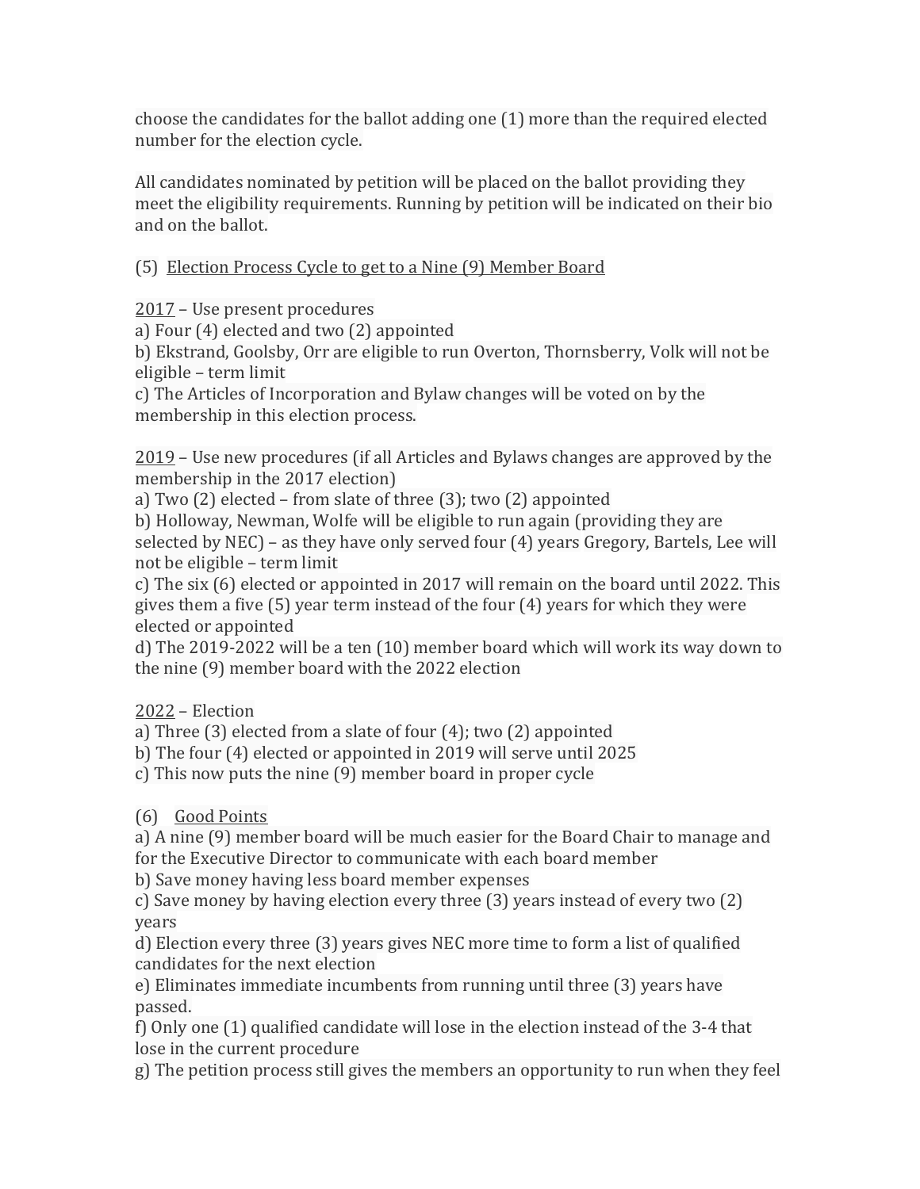choose the candidates for the ballot adding one (1) more than the required elected number for the election cycle.

All candidates nominated by petition will be placed on the ballot providing they meet the eligibility requirements. Running by petition will be indicated on their bio and on the ballot.

(5) <u>Election Process Cycle to get to a Nine (9) Member Board</u>

<u>2017</u> – Use present procedures
a) Four (4) elected and two (2) appointed
b) Ekstrand, Goolsby, Orr are eligible to run Overton, Thornsberry, Volk will not be eligible – term limit
c) The Articles of Incorporation and Bylaw changes will be voted on by the membership in this election process.

<u>2019</u> – Use new procedures (if all Articles and Bylaws changes are approved by the membership in the 2017 election)
a) Two (2) elected – from slate of three (3); two (2) appointed
b) Holloway, Newman, Wolfe will be eligible to run again (providing they are selected by NEC) – as they have only served four (4) years Gregory, Bartels, Lee will not be eligible – term limit
c) The six (6) elected or appointed in 2017 will remain on the board until 2022. This gives them a five (5) year term instead of the four (4) years for which they were elected or appointed
d) The 2019-2022 will be a ten (10) member board which will work its way down to the nine (9) member board with the 2022 election

<u>2022</u> – Election
a) Three (3) elected from a slate of four (4); two (2) appointed
b) The four (4) elected or appointed in 2019 will serve until 2025
c) This now puts the nine (9) member board in proper cycle

(6) <u>Good Points</u>
a) A nine (9) member board will be much easier for the Board Chair to manage and for the Executive Director to communicate with each board member
b) Save money having less board member expenses
c) Save money by having election every three (3) years instead of every two (2) years
d) Election every three (3) years gives NEC more time to form a list of qualified candidates for the next election
e) Eliminates immediate incumbents from running until three (3) years have passed.
f) Only one (1) qualified candidate will lose in the election instead of the 3-4 that lose in the current procedure
g) The petition process still gives the members an opportunity to run when they feel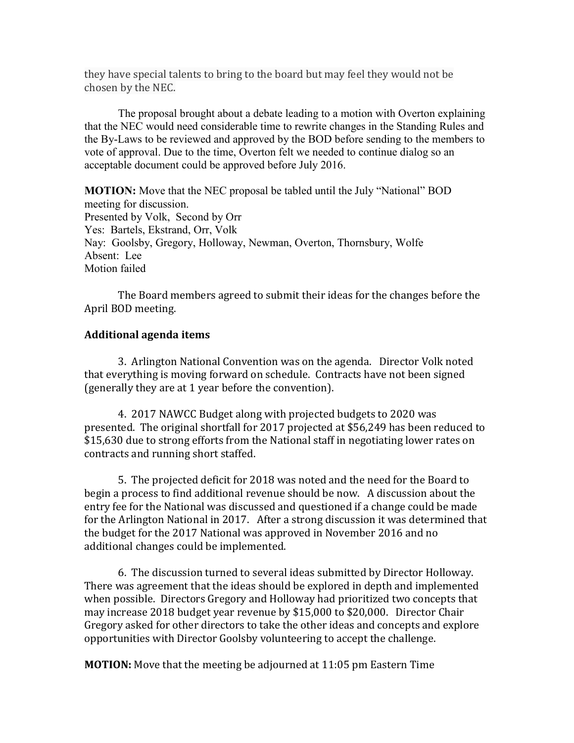they have special talents to bring to the board but may feel they would not be chosen by the NEC.

The proposal brought about a debate leading to a motion with Overton explaining that the NEC would need considerable time to rewrite changes in the Standing Rules and the By-Laws to be reviewed and approved by the BOD before sending to the members to vote of approval. Due to the time, Overton felt we needed to continue dialog so an acceptable document could be approved before July 2016.

**MOTION:** Move that the NEC proposal be tabled until the July "National" BOD meeting for discussion.
Presented by Volk, Second by Orr
Yes: Bartels, Ekstrand, Orr, Volk
Nay: Goolsby, Gregory, Holloway, Newman, Overton, Thornsbury, Wolfe
Absent: Lee
Motion failed

The Board members agreed to submit their ideas for the changes before the April BOD meeting.

**Additional agenda items**

3. Arlington National Convention was on the agenda. Director Volk noted that everything is moving forward on schedule. Contracts have not been signed (generally they are at 1 year before the convention).

4. 2017 NAWCC Budget along with projected budgets to 2020 was presented. The original shortfall for 2017 projected at $56,249 has been reduced to $15,630 due to strong efforts from the National staff in negotiating lower rates on contracts and running short staffed.

5. The projected deficit for 2018 was noted and the need for the Board to begin a process to find additional revenue should be now. A discussion about the entry fee for the National was discussed and questioned if a change could be made for the Arlington National in 2017. After a strong discussion it was determined that the budget for the 2017 National was approved in November 2016 and no additional changes could be implemented.

6. The discussion turned to several ideas submitted by Director Holloway. There was agreement that the ideas should be explored in depth and implemented when possible. Directors Gregory and Holloway had prioritized two concepts that may increase 2018 budget year revenue by $15,000 to $20,000. Director Chair Gregory asked for other directors to take the other ideas and concepts and explore opportunities with Director Goolsby volunteering to accept the challenge.

**MOTION:** Move that the meeting be adjourned at 11:05 pm Eastern Time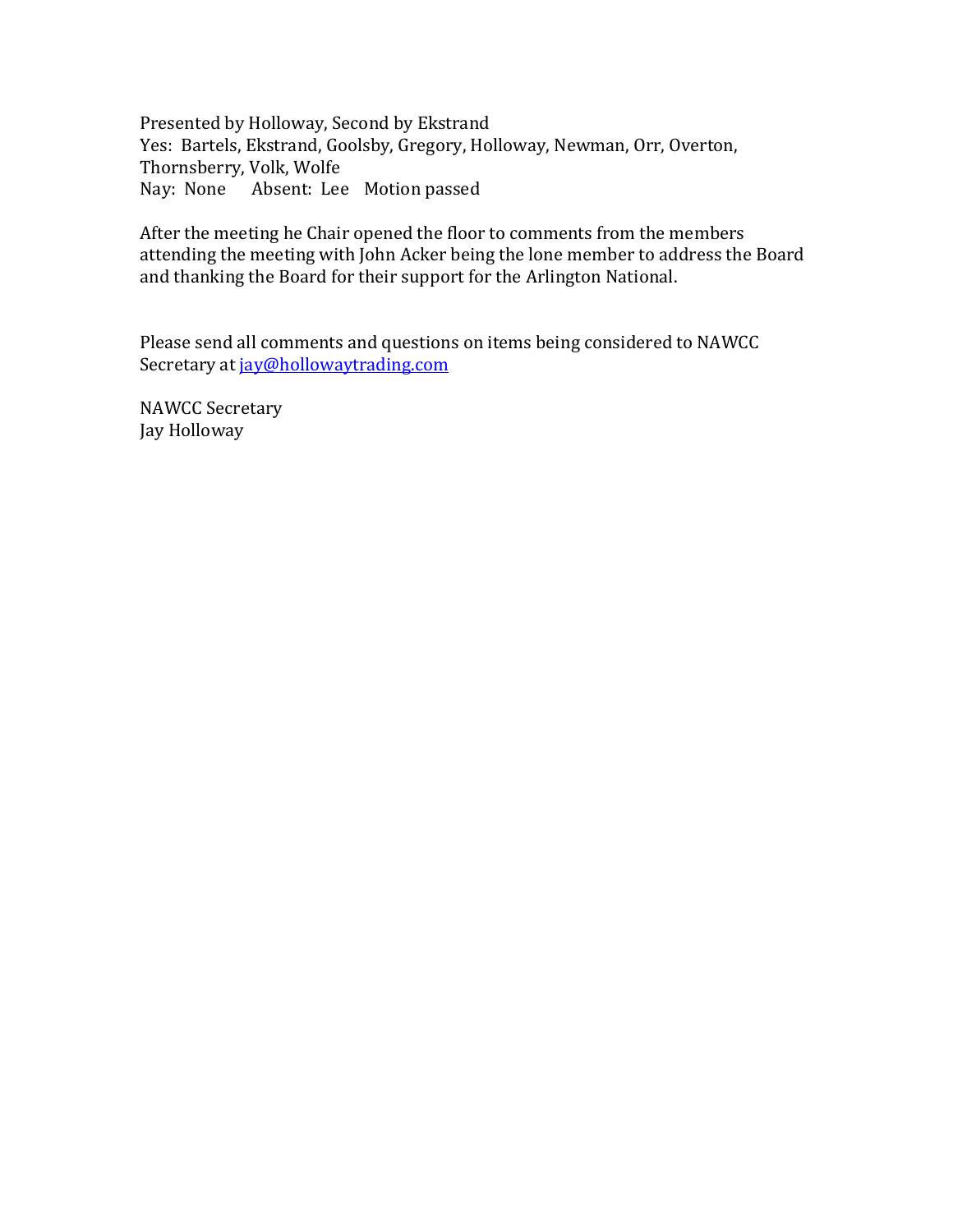Presented by Holloway, Second by Ekstrand
Yes: Bartels, Ekstrand, Goolsby, Gregory, Holloway, Newman, Orr, Overton, Thornsberry, Volk, Wolfe
Nay: None Absent: Lee Motion passed

After the meeting he Chair opened the floor to comments from the members attending the meeting with John Acker being the lone member to address the Board and thanking the Board for their support for the Arlington National.

Please send all comments and questions on items being considered to NAWCC Secretary at jay@hollowaytrading.com

NAWCC Secretary
Jay Holloway